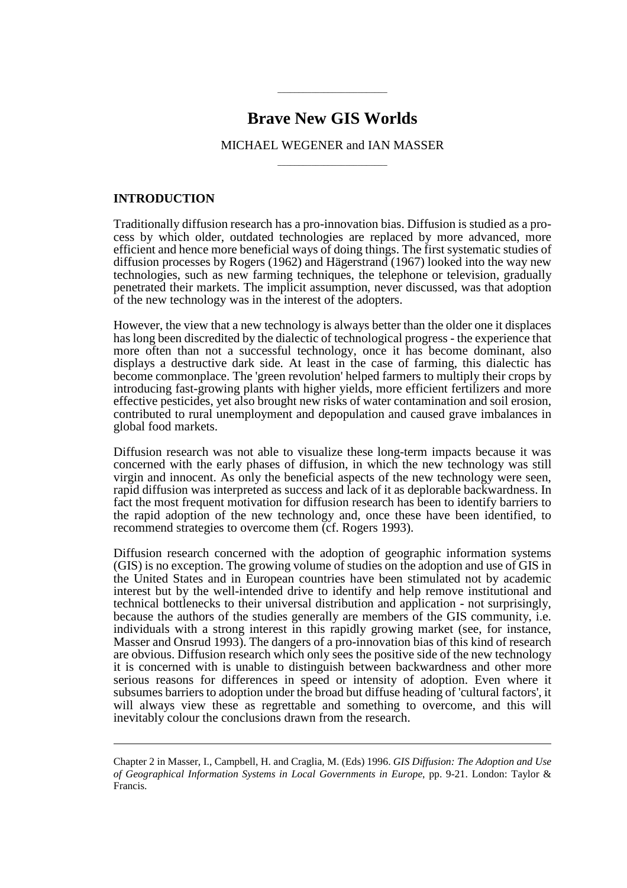# Brave New GIS Worlds

MICHAEL WEGENER and IAN MASSER

## INTRODUCTION

Traditionally diffusion research has a pro-innovation bias. Diffusion is studied as a process by which older, outdated technologies are replaced by more advanced, more efficient and hence more beneficial ways of doing things. The first systematic studies of diffusion processes by Rogers (1962) and Hägerstrand (1967) looked into the way new technologies, such as new farming techniques, the telephone or television, gradually penetrated their markets. The implicit assumption, never discussed, was that adoption of the new technology was in the interest of the adopters.

However, the view that a new technology is always better than the older one it displaces has long been discredited by the dialectic of technological progress - the experience that more often than not a successful technology, once it has become dominant, also displays a destructive dark side. At least in the case of farming, this dialectic has become commonplace. The 'green revolution' helped farmers to multiply their crops by introducing fast-growing plants with higher yields, more efficient fertilizers and more effective pesticides, yet also brought new risks of water contamination and soil erosion, contributed to rural unemployment and depopulation and caused grave imbalances in global food markets.

Diffusion research was not able to visualize these long-term impacts because it was concerned with the early phases of diffusion, in which the new technology was still virgin and innocent. As only the beneficial aspects of the new technology were seen, rapid diffusion was interpreted as success and lack of it as deplorable backwardness. In fact the most frequent motivation for diffusion research has been to identify barriers to the rapid adoption of the new technology and, once these have been identified, to recommend strategies to overcome them (cf. Rogers 1993).

Diffusion research concerned with the adoption of geographic information systems (GIS) is no exception. The growing volume of studies on the adoption and use of GIS in the United States and in European countries have been stimulated not by academic interest but by the well-intended drive to identify and help remove institutional and technical bottlenecks to their universal distribution and application - not surprisingly, because the authors of the studies generally are members of the GIS community, i.e. individuals with a strong interest in this rapidly growing market (see, for instance, Masser and Onsrud 1993). The dangers of a pro-innovation bias of this kind of research are obvious. Diffusion research which only sees the positive side of the new technology it is concerned with is unable to distinguish between backwardness and other more serious reasons for differences in speed or intensity of adoption. Even where it subsumes barriers to adoption under the broad but diffuse heading of 'cultural factors', it will always view these as regrettable and something to overcome, and this will inevitably colour the conclusions drawn from the research.

---

Chapter 2 in Masser, I., Campbell, H. and Craglia, M. (Eds) 1996. *GIS Diffusion: The Adoption and Use of Geographical Information Systems in Local Governments in Europe*, pp. 9-21. London: Taylor & Francis.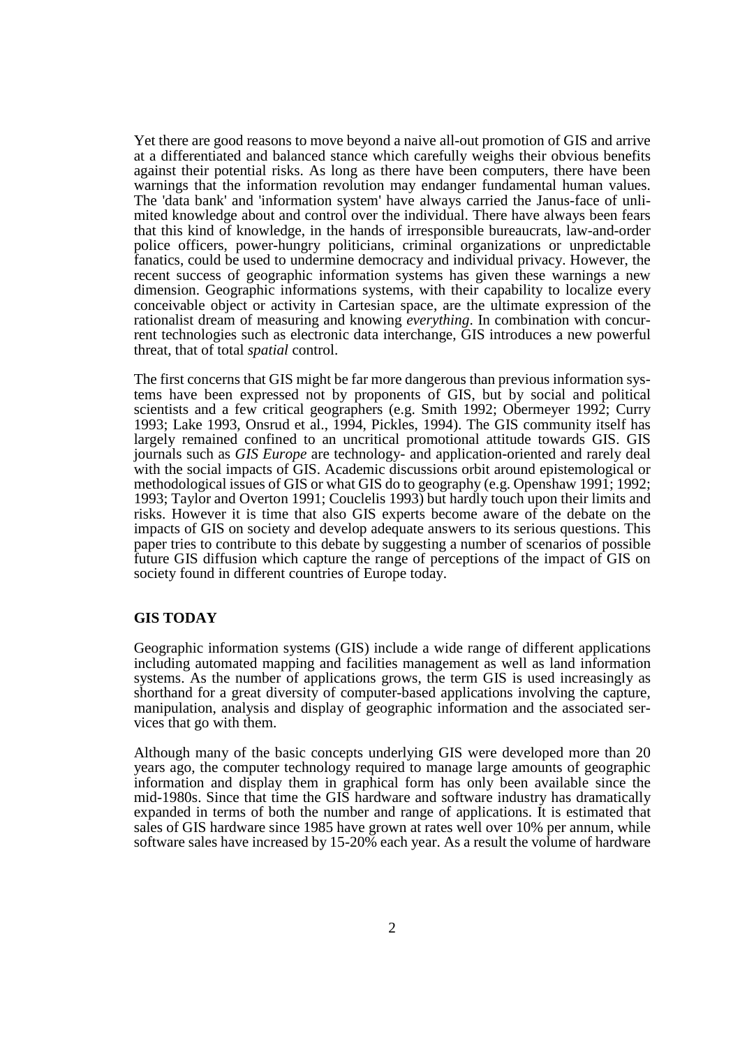Yet there are good reasons to move beyond a naive all-out promotion of GIS and arrive at a differentiated and balanced stance which carefully weighs their obvious benefits against their potential risks. As long as there have been computers, there have been warnings that the information revolution may endanger fundamental human values. The 'data bank' and 'information system' have always carried the Janus-face of unlimited knowledge about and control over the individual. There have always been fears that this kind of knowledge, in the hands of irresponsible bureaucrats, law-and-order police officers, power-hungry politicians, criminal organizations or unpredictable fanatics, could be used to undermine democracy and individual privacy. However, the recent success of geographic information systems has given these warnings a new dimension. Geographic informations systems, with their capability to localize every conceivable object or activity in Cartesian space, are the ultimate expression of the rationalist dream of measuring and knowing *everything*. In combination with concurrent technologies such as electronic data interchange, GIS introduces a new powerful threat, that of total *spatial* control.

The first concerns that GIS might be far more dangerous than previous information systems have been expressed not by proponents of GIS, but by social and political scientists and a few critical geographers (e.g. Smith 1992; Obermeyer 1992; Curry 1993; Lake 1993, Onsrud et al., 1994, Pickles, 1994). The GIS community itself has largely remained confined to an uncritical promotional attitude towards GIS. GIS journals such as *GIS Europe* are technology- and application-oriented and rarely deal with the social impacts of GIS. Academic discussions orbit around epistemological or methodological issues of GIS or what GIS do to geography (e.g. Openshaw 1991; 1992; 1993; Taylor and Overton 1991; Couclelis 1993) but hardly touch upon their limits and risks. However it is time that also GIS experts become aware of the debate on the impacts of GIS on society and develop adequate answers to its serious questions. This paper tries to contribute to this debate by suggesting a number of scenarios of possible future GIS diffusion which capture the range of perceptions of the impact of GIS on society found in different countries of Europe today.

## GIS TODAY

Geographic information systems (GIS) include a wide range of different applications including automated mapping and facilities management as well as land information systems. As the number of applications grows, the term GIS is used increasingly as shorthand for a great diversity of computer-based applications involving the capture, manipulation, analysis and display of geographic information and the associated services that go with them.

Although many of the basic concepts underlying GIS were developed more than 20 years ago, the computer technology required to manage large amounts of geographic information and display them in graphical form has only been available since the mid-1980s. Since that time the GIS hardware and software industry has dramatically expanded in terms of both the number and range of applications. It is estimated that sales of GIS hardware since 1985 have grown at rates well over 10% per annum, while software sales have increased by 15-20% each year. As a result the volume of hardware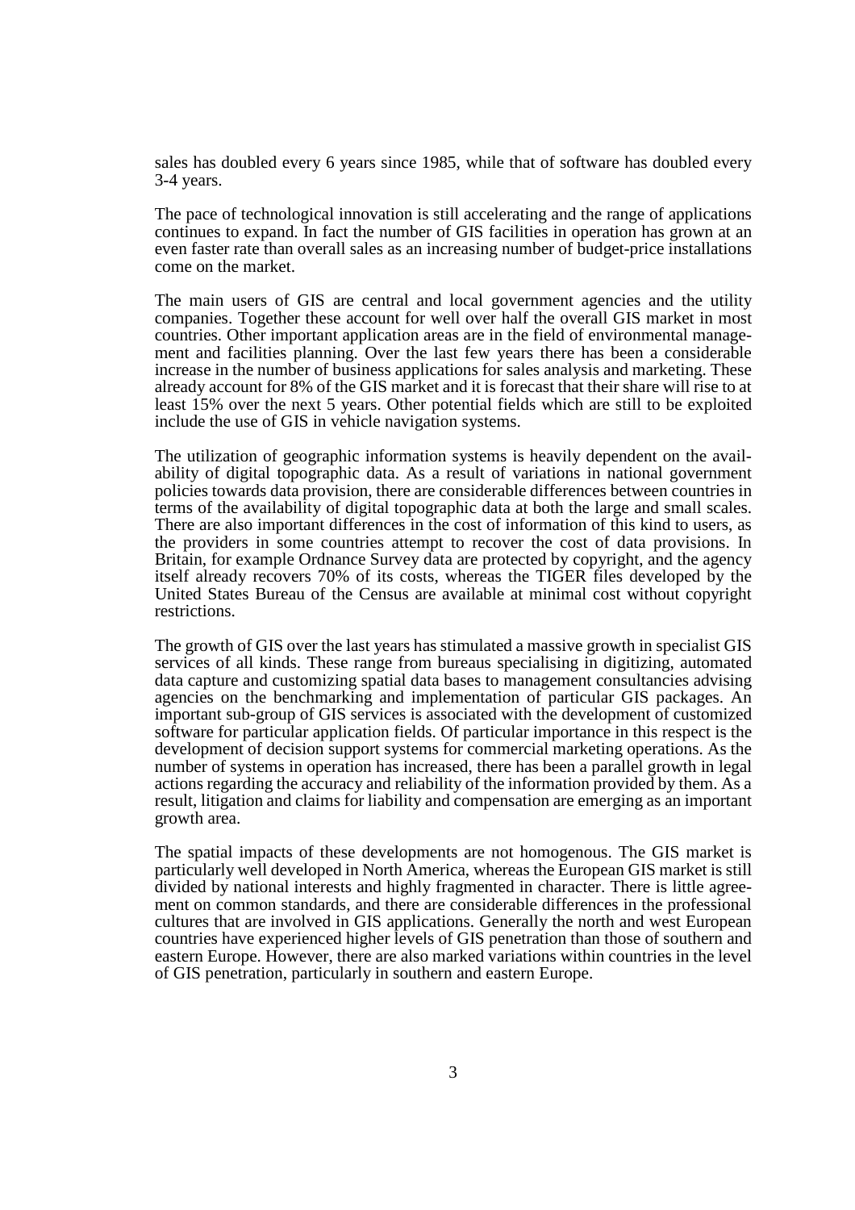sales has doubled every 6 years since 1985, while that of software has doubled every 3-4 years.

The pace of technological innovation is still accelerating and the range of applications continues to expand. In fact the number of GIS facilities in operation has grown at an even faster rate than overall sales as an increasing number of budget-price installations come on the market.

The main users of GIS are central and local government agencies and the utility companies. Together these account for well over half the overall GIS market in most countries. Other important application areas are in the field of environmental management and facilities planning. Over the last few years there has been a considerable increase in the number of business applications for sales analysis and marketing. These already account for 8% of the GIS market and it is forecast that their share will rise to at least 15% over the next 5 years. Other potential fields which are still to be exploited include the use of GIS in vehicle navigation systems.

The utilization of geographic information systems is heavily dependent on the availability of digital topographic data. As a result of variations in national government policies towards data provision, there are considerable differences between countries in terms of the availability of digital topographic data at both the large and small scales. There are also important differences in the cost of information of this kind to users, as the providers in some countries attempt to recover the cost of data provisions. In Britain, for example Ordnance Survey data are protected by copyright, and the agency itself already recovers 70% of its costs, whereas the TIGER files developed by the United States Bureau of the Census are available at minimal cost without copyright restrictions.

The growth of GIS over the last years has stimulated a massive growth in specialist GIS services of all kinds. These range from bureaus specialising in digitizing, automated data capture and customizing spatial data bases to management consultancies advising agencies on the benchmarking and implementation of particular GIS packages. An important sub-group of GIS services is associated with the development of customized software for particular application fields. Of particular importance in this respect is the development of decision support systems for commercial marketing operations. As the number of systems in operation has increased, there has been a parallel growth in legal actions regarding the accuracy and reliability of the information provided by them. As a result, litigation and claims for liability and compensation are emerging as an important growth area.

The spatial impacts of these developments are not homogenous. The GIS market is particularly well developed in North America, whereas the European GIS market is still divided by national interests and highly fragmented in character. There is little agreement on common standards, and there are considerable differences in the professional cultures that are involved in GIS applications. Generally the north and west European countries have experienced higher levels of GIS penetration than those of southern and eastern Europe. However, there are also marked variations within countries in the level of GIS penetration, particularly in southern and eastern Europe.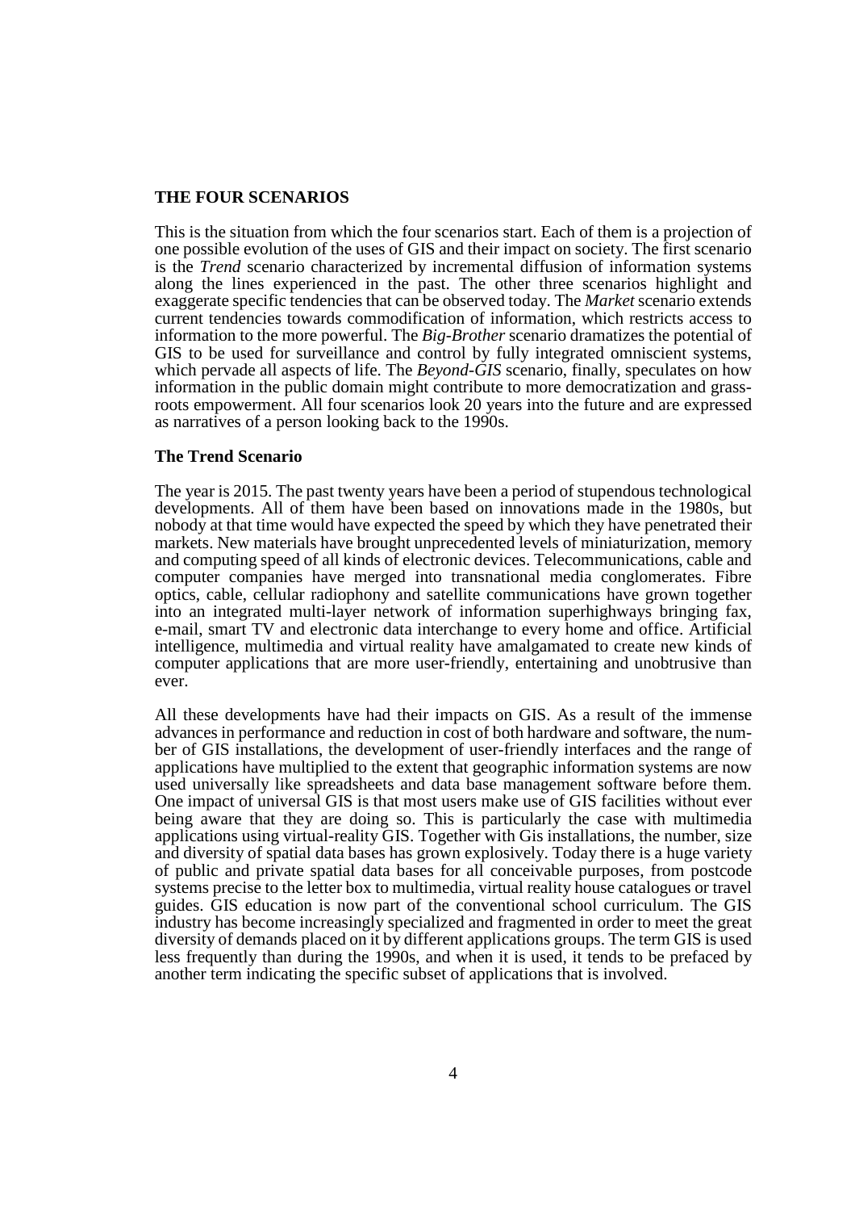## THE FOUR SCENARIOS

This is the situation from which the four scenarios start. Each of them is a projection of one possible evolution of the uses of GIS and their impact on society. The first scenario is the *Trend* scenario characterized by incremental diffusion of information systems along the lines experienced in the past. The other three scenarios highlight and exaggerate specific tendencies that can be observed today. The *Market* scenario extends current tendencies towards commodification of information, which restricts access to information to the more powerful. The *Big-Brother* scenario dramatizes the potential of GIS to be used for surveillance and control by fully integrated omniscient systems, which pervade all aspects of life. The *Beyond-GIS* scenario, finally, speculates on how information in the public domain might contribute to more democratization and grass-roots empowerment. All four scenarios look 20 years into the future and are expressed as narratives of a person looking back to the 1990s.

### The Trend Scenario

The year is 2015. The past twenty years have been a period of stupendous technological developments. All of them have been based on innovations made in the 1980s, but nobody at that time would have expected the speed by which they have penetrated their markets. New materials have brought unprecedented levels of miniaturization, memory and computing speed of all kinds of electronic devices. Telecommunications, cable and computer companies have merged into transnational media conglomerates. Fibre optics, cable, cellular radiophony and satellite communications have grown together into an integrated multi-layer network of information superhighways bringing fax, e-mail, smart TV and electronic data interchange to every home and office. Artificial intelligence, multimedia and virtual reality have amalgamated to create new kinds of computer applications that are more user-friendly, entertaining and unobtrusive than ever.

All these developments have had their impacts on GIS. As a result of the immense advances in performance and reduction in cost of both hardware and software, the number of GIS installations, the development of user-friendly interfaces and the range of applications have multiplied to the extent that geographic information systems are now used universally like spreadsheets and data base management software before them. One impact of universal GIS is that most users make use of GIS facilities without ever being aware that they are doing so. This is particularly the case with multimedia applications using virtual-reality GIS. Together with Gis installations, the number, size and diversity of spatial data bases has grown explosively. Today there is a huge variety of public and private spatial data bases for all conceivable purposes, from postcode systems precise to the letter box to multimedia, virtual reality house catalogues or travel guides. GIS education is now part of the conventional school curriculum. The GIS industry has become increasingly specialized and fragmented in order to meet the great diversity of demands placed on it by different applications groups. The term GIS is used less frequently than during the 1990s, and when it is used, it tends to be prefaced by another term indicating the specific subset of applications that is involved.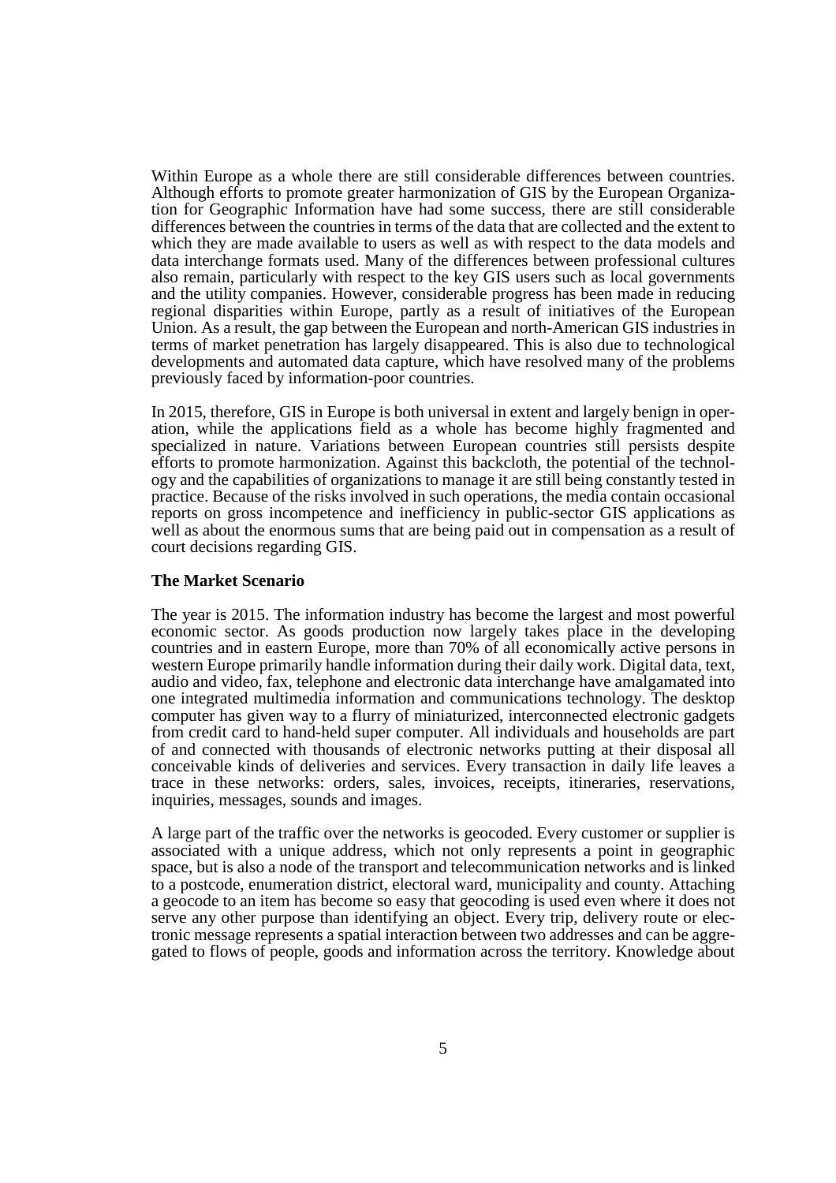Within Europe as a whole there are still considerable differences between countries. Although efforts to promote greater harmonization of GIS by the European Organization for Geographic Information have had some success, there are still considerable differences between the countries in terms of the data that are collected and the extent to which they are made available to users as well as with respect to the data models and data interchange formats used. Many of the differences between professional cultures also remain, particularly with respect to the key GIS users such as local governments and the utility companies. However, considerable progress has been made in reducing regional disparities within Europe, partly as a result of initiatives of the European Union. As a result, the gap between the European and north-American GIS industries in terms of market penetration has largely disappeared. This is also due to technological developments and automated data capture, which have resolved many of the problems previously faced by information-poor countries.

In 2015, therefore, GIS in Europe is both universal in extent and largely benign in operation, while the applications field as a whole has become highly fragmented and specialized in nature. Variations between European countries still persists despite efforts to promote harmonization. Against this backcloth, the potential of the technology and the capabilities of organizations to manage it are still being constantly tested in practice. Because of the risks involved in such operations, the media contain occasional reports on gross incompetence and inefficiency in public-sector GIS applications as well as about the enormous sums that are being paid out in compensation as a result of court decisions regarding GIS.

**The Market Scenario**

The year is 2015. The information industry has become the largest and most powerful economic sector. As goods production now largely takes place in the developing countries and in eastern Europe, more than 70% of all economically active persons in western Europe primarily handle information during their daily work. Digital data, text, audio and video, fax, telephone and electronic data interchange have amalgamated into one integrated multimedia information and communications technology. The desktop computer has given way to a flurry of miniaturized, interconnected electronic gadgets from credit card to hand-held super computer. All individuals and households are part of and connected with thousands of electronic networks putting at their disposal all conceivable kinds of deliveries and services. Every transaction in daily life leaves a trace in these networks: orders, sales, invoices, receipts, itineraries, reservations, inquiries, messages, sounds and images.

A large part of the traffic over the networks is geocoded. Every customer or supplier is associated with a unique address, which not only represents a point in geographic space, but is also a node of the transport and telecommunication networks and is linked to a postcode, enumeration district, electoral ward, municipality and county. Attaching a geocode to an item has become so easy that geocoding is used even where it does not serve any other purpose than identifying an object. Every trip, delivery route or electronic message represents a spatial interaction between two addresses and can be aggregated to flows of people, goods and information across the territory. Knowledge about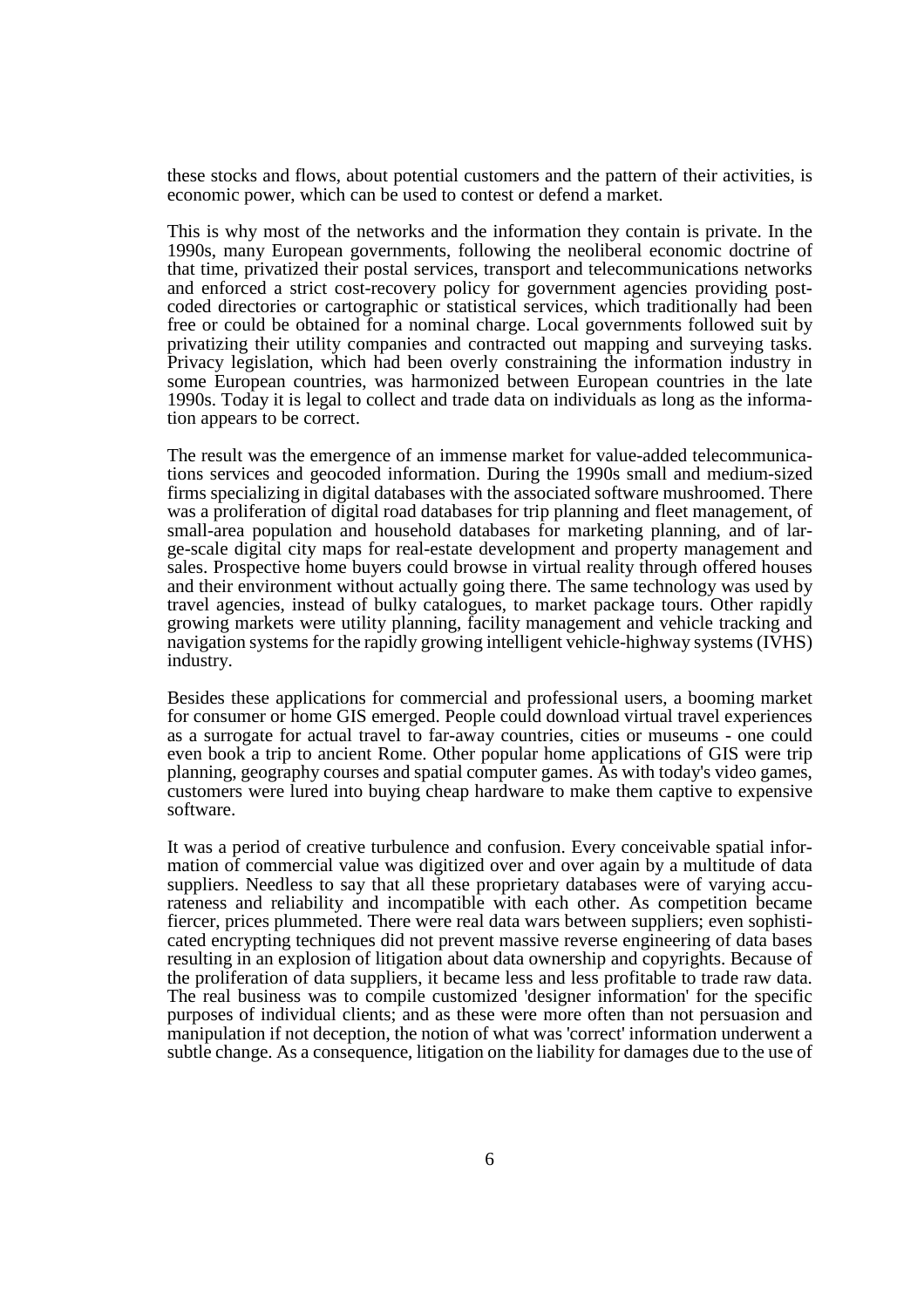these stocks and flows, about potential customers and the pattern of their activities, is economic power, which can be used to contest or defend a market.

This is why most of the networks and the information they contain is private. In the 1990s, many European governments, following the neoliberal economic doctrine of that time, privatized their postal services, transport and telecommunications networks and enforced a strict cost-recovery policy for government agencies providing post-coded directories or cartographic or statistical services, which traditionally had been free or could be obtained for a nominal charge. Local governments followed suit by privatizing their utility companies and contracted out mapping and surveying tasks. Privacy legislation, which had been overly constraining the information industry in some European countries, was harmonized between European countries in the late 1990s. Today it is legal to collect and trade data on individuals as long as the information appears to be correct.

The result was the emergence of an immense market for value-added telecommunications services and geocoded information. During the 1990s small and medium-sized firms specializing in digital databases with the associated software mushroomed. There was a proliferation of digital road databases for trip planning and fleet management, of small-area population and household databases for marketing planning, and of large-scale digital city maps for real-estate development and property management and sales. Prospective home buyers could browse in virtual reality through offered houses and their environment without actually going there. The same technology was used by travel agencies, instead of bulky catalogues, to market package tours. Other rapidly growing markets were utility planning, facility management and vehicle tracking and navigation systems for the rapidly growing intelligent vehicle-highway systems (IVHS) industry.

Besides these applications for commercial and professional users, a booming market for consumer or home GIS emerged. People could download virtual travel experiences as a surrogate for actual travel to far-away countries, cities or museums - one could even book a trip to ancient Rome. Other popular home applications of GIS were trip planning, geography courses and spatial computer games. As with today's video games, customers were lured into buying cheap hardware to make them captive to expensive software.

It was a period of creative turbulence and confusion. Every conceivable spatial information of commercial value was digitized over and over again by a multitude of data suppliers. Needless to say that all these proprietary databases were of varying accurateness and reliability and incompatible with each other. As competition became fiercer, prices plummeted. There were real data wars between suppliers; even sophisticated encrypting techniques did not prevent massive reverse engineering of data bases resulting in an explosion of litigation about data ownership and copyrights. Because of the proliferation of data suppliers, it became less and less profitable to trade raw data. The real business was to compile customized 'designer information' for the specific purposes of individual clients; and as these were more often than not persuasion and manipulation if not deception, the notion of what was 'correct' information underwent a subtle change. As a consequence, litigation on the liability for damages due to the use of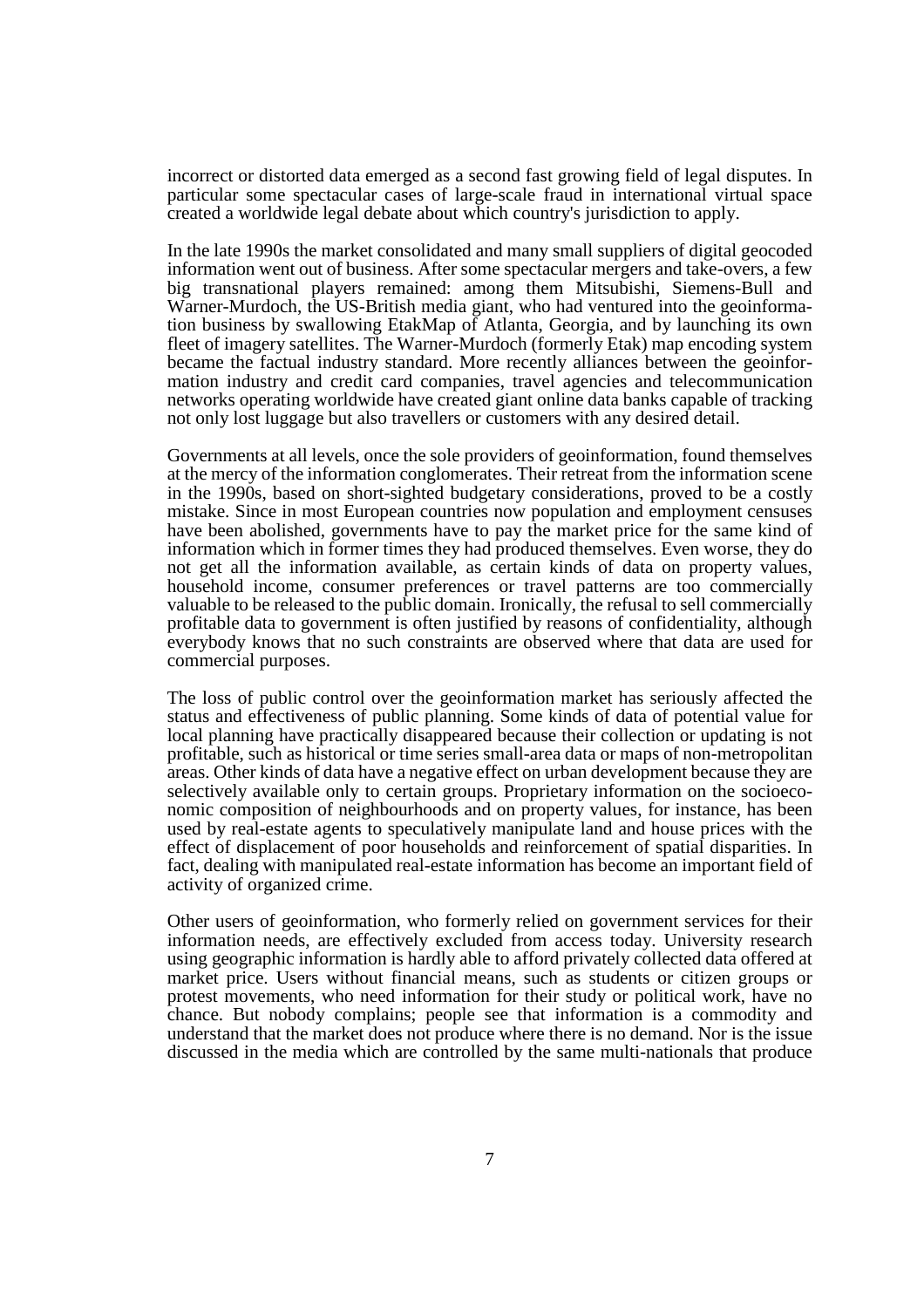incorrect or distorted data emerged as a second fast growing field of legal disputes. In particular some spectacular cases of large-scale fraud in international virtual space created a worldwide legal debate about which country's jurisdiction to apply.

In the late 1990s the market consolidated and many small suppliers of digital geocoded information went out of business. After some spectacular mergers and take-overs, a few big transnational players remained: among them Mitsubishi, Siemens-Bull and Warner-Murdoch, the US-British media giant, who had ventured into the geoinformation business by swallowing EtakMap of Atlanta, Georgia, and by launching its own fleet of imagery satellites. The Warner-Murdoch (formerly Etak) map encoding system became the factual industry standard. More recently alliances between the geoinformation industry and credit card companies, travel agencies and telecommunication networks operating worldwide have created giant online data banks capable of tracking not only lost luggage but also travellers or customers with any desired detail.

Governments at all levels, once the sole providers of geoinformation, found themselves at the mercy of the information conglomerates. Their retreat from the information scene in the 1990s, based on short-sighted budgetary considerations, proved to be a costly mistake. Since in most European countries now population and employment censuses have been abolished, governments have to pay the market price for the same kind of information which in former times they had produced themselves. Even worse, they do not get all the information available, as certain kinds of data on property values, household income, consumer preferences or travel patterns are too commercially valuable to be released to the public domain. Ironically, the refusal to sell commercially profitable data to government is often justified by reasons of confidentiality, although everybody knows that no such constraints are observed where that data are used for commercial purposes.

The loss of public control over the geoinformation market has seriously affected the status and effectiveness of public planning. Some kinds of data of potential value for local planning have practically disappeared because their collection or updating is not profitable, such as historical or time series small-area data or maps of non-metropolitan areas. Other kinds of data have a negative effect on urban development because they are selectively available only to certain groups. Proprietary information on the socioeconomic composition of neighbourhoods and on property values, for instance, has been used by real-estate agents to speculatively manipulate land and house prices with the effect of displacement of poor households and reinforcement of spatial disparities. In fact, dealing with manipulated real-estate information has become an important field of activity of organized crime.

Other users of geoinformation, who formerly relied on government services for their information needs, are effectively excluded from access today. University research using geographic information is hardly able to afford privately collected data offered at market price. Users without financial means, such as students or citizen groups or protest movements, who need information for their study or political work, have no chance. But nobody complains; people see that information is a commodity and understand that the market does not produce where there is no demand. Nor is the issue discussed in the media which are controlled by the same multi-nationals that produce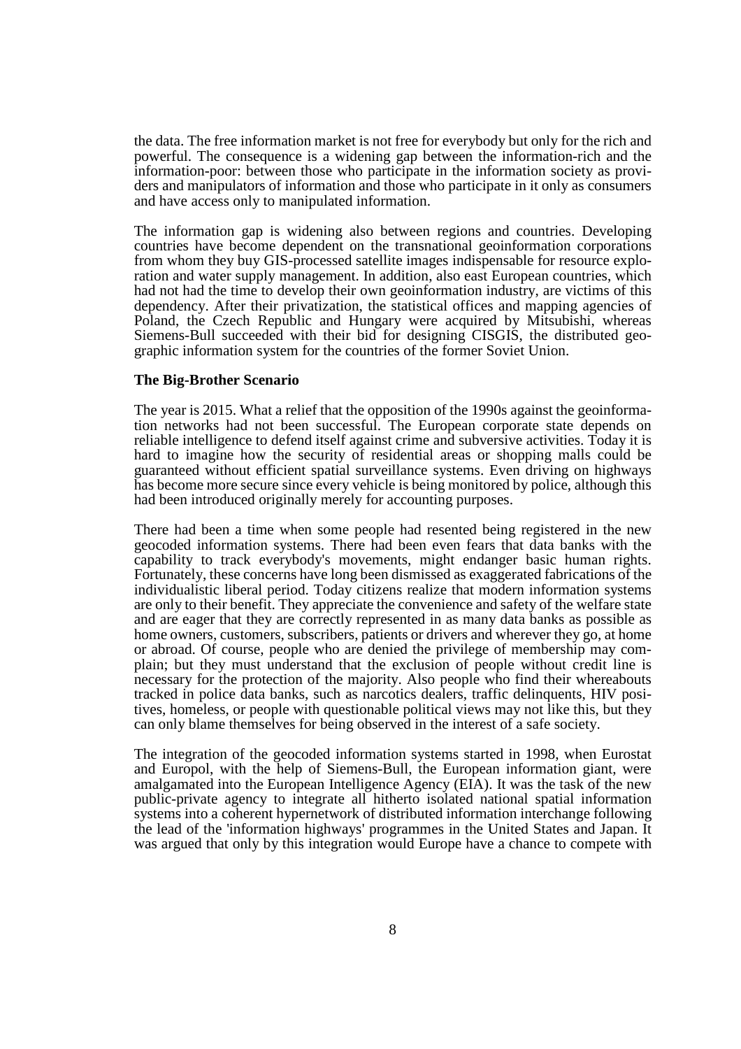the data. The free information market is not free for everybody but only for the rich and powerful. The consequence is a widening gap between the information-rich and the information-poor: between those who participate in the information society as providers and manipulators of information and those who participate in it only as consumers and have access only to manipulated information.

The information gap is widening also between regions and countries. Developing countries have become dependent on the transnational geoinformation corporations from whom they buy GIS-processed satellite images indispensable for resource exploration and water supply management. In addition, also east European countries, which had not had the time to develop their own geoinformation industry, are victims of this dependency. After their privatization, the statistical offices and mapping agencies of Poland, the Czech Republic and Hungary were acquired by Mitsubishi, whereas Siemens-Bull succeeded with their bid for designing CISGIS, the distributed geographic information system for the countries of the former Soviet Union.

### The Big-Brother Scenario

The year is 2015. What a relief that the opposition of the 1990s against the geoinformation networks had not been successful. The European corporate state depends on reliable intelligence to defend itself against crime and subversive activities. Today it is hard to imagine how the security of residential areas or shopping malls could be guaranteed without efficient spatial surveillance systems. Even driving on highways has become more secure since every vehicle is being monitored by police, although this had been introduced originally merely for accounting purposes.

There had been a time when some people had resented being registered in the new geocoded information systems. There had been even fears that data banks with the capability to track everybody's movements, might endanger basic human rights. Fortunately, these concerns have long been dismissed as exaggerated fabrications of the individualistic liberal period. Today citizens realize that modern information systems are only to their benefit. They appreciate the convenience and safety of the welfare state and are eager that they are correctly represented in as many data banks as possible as home owners, customers, subscribers, patients or drivers and wherever they go, at home or abroad. Of course, people who are denied the privilege of membership may complain; but they must understand that the exclusion of people without credit line is necessary for the protection of the majority. Also people who find their whereabouts tracked in police data banks, such as narcotics dealers, traffic delinquents, HIV positives, homeless, or people with questionable political views may not like this, but they can only blame themselves for being observed in the interest of a safe society.

The integration of the geocoded information systems started in 1998, when Eurostat and Europol, with the help of Siemens-Bull, the European information giant, were amalgamated into the European Intelligence Agency (EIA). It was the task of the new public-private agency to integrate all hitherto isolated national spatial information systems into a coherent hypernetwork of distributed information interchange following the lead of the 'information highways' programmes in the United States and Japan. It was argued that only by this integration would Europe have a chance to compete with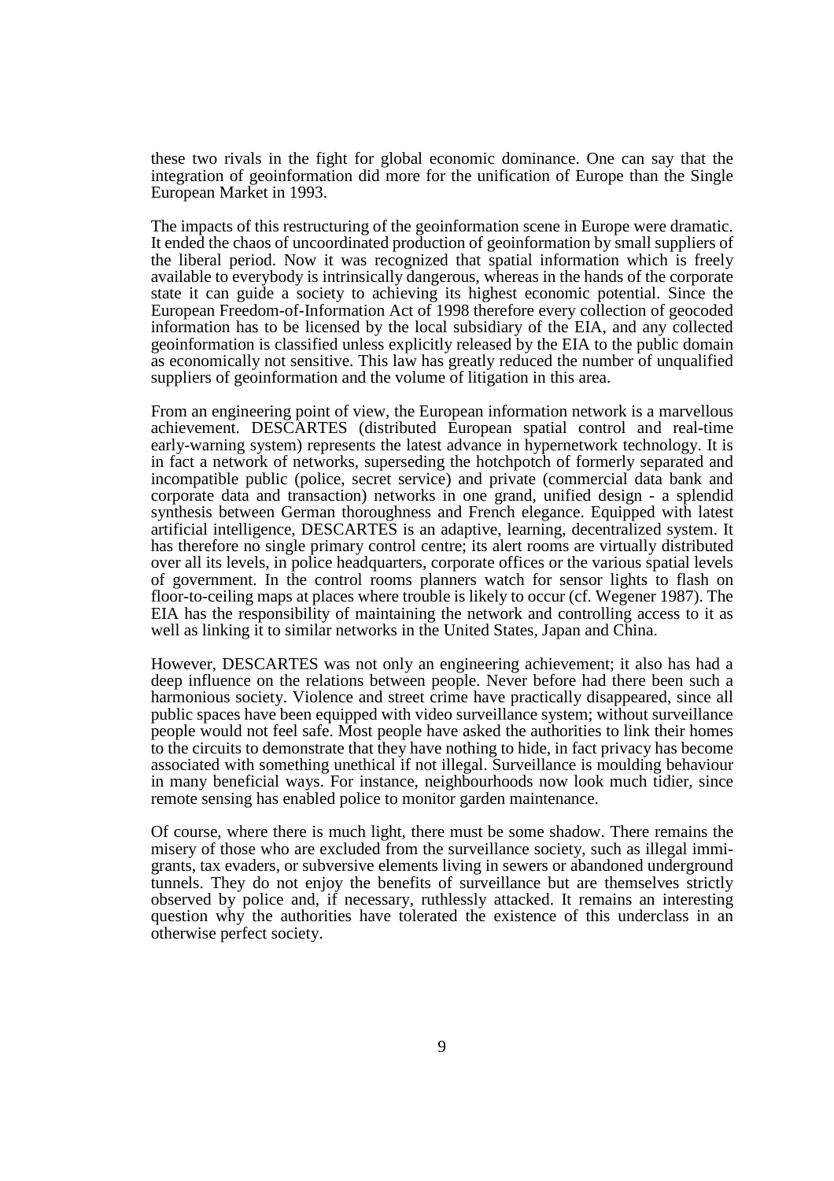these two rivals in the fight for global economic dominance. One can say that the integration of geoinformation did more for the unification of Europe than the Single European Market in 1993.

The impacts of this restructuring of the geoinformation scene in Europe were dramatic. It ended the chaos of uncoordinated production of geoinformation by small suppliers of the liberal period. Now it was recognized that spatial information which is freely available to everybody is intrinsically dangerous, whereas in the hands of the corporate state it can guide a society to achieving its highest economic potential. Since the European Freedom-of-Information Act of 1998 therefore every collection of geocoded information has to be licensed by the local subsidiary of the EIA, and any collected geoinformation is classified unless explicitly released by the EIA to the public domain as economically not sensitive. This law has greatly reduced the number of unqualified suppliers of geoinformation and the volume of litigation in this area.

From an engineering point of view, the European information network is a marvellous achievement. DESCARTES (distributed European spatial control and real-time early-warning system) represents the latest advance in hypernetwork technology. It is in fact a network of networks, superseding the hotchpotch of formerly separated and incompatible public (police, secret service) and private (commercial data bank and corporate data and transaction) networks in one grand, unified design - a splendid synthesis between German thoroughness and French elegance. Equipped with latest artificial intelligence, DESCARTES is an adaptive, learning, decentralized system. It has therefore no single primary control centre; its alert rooms are virtually distributed over all its levels, in police headquarters, corporate offices or the various spatial levels of government. In the control rooms planners watch for sensor lights to flash on floor-to-ceiling maps at places where trouble is likely to occur (cf. Wegener 1987). The EIA has the responsibility of maintaining the network and controlling access to it as well as linking it to similar networks in the United States, Japan and China.

However, DESCARTES was not only an engineering achievement; it also has had a deep influence on the relations between people. Never before had there been such a harmonious society. Violence and street crime have practically disappeared, since all public spaces have been equipped with video surveillance system; without surveillance people would not feel safe. Most people have asked the authorities to link their homes to the circuits to demonstrate that they have nothing to hide, in fact privacy has become associated with something unethical if not illegal. Surveillance is moulding behaviour in many beneficial ways. For instance, neighbourhoods now look much tidier, since remote sensing has enabled police to monitor garden maintenance.

Of course, where there is much light, there must be some shadow. There remains the misery of those who are excluded from the surveillance society, such as illegal immigrants, tax evaders, or subversive elements living in sewers or abandoned underground tunnels. They do not enjoy the benefits of surveillance but are themselves strictly observed by police and, if necessary, ruthlessly attacked. It remains an interesting question why the authorities have tolerated the existence of this underclass in an otherwise perfect society.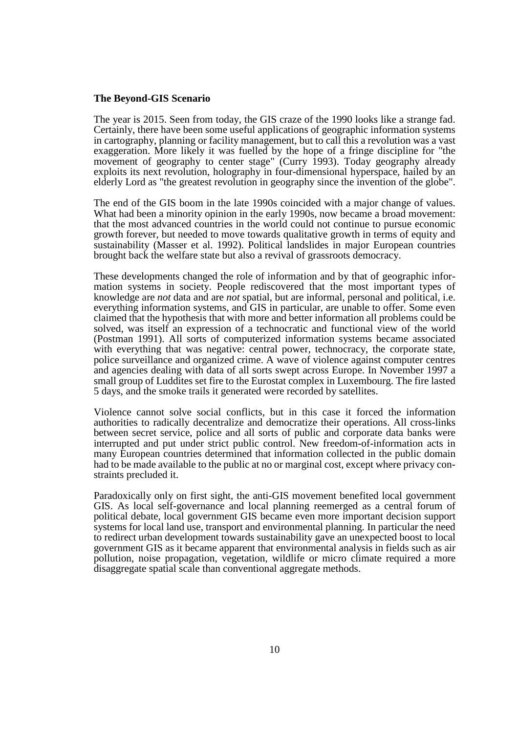**The Beyond-GIS Scenario**

The year is 2015. Seen from today, the GIS craze of the 1990 looks like a strange fad. Certainly, there have been some useful applications of geographic information systems in cartography, planning or facility management, but to call this a revolution was a vast exaggeration. More likely it was fuelled by the hope of a fringe discipline for "the movement of geography to center stage" (Curry 1993). Today geography already exploits its next revolution, holography in four-dimensional hyperspace, hailed by an elderly Lord as "the greatest revolution in geography since the invention of the globe".

The end of the GIS boom in the late 1990s coincided with a major change of values. What had been a minority opinion in the early 1990s, now became a broad movement: that the most advanced countries in the world could not continue to pursue economic growth forever, but needed to move towards qualitative growth in terms of equity and sustainability (Masser et al. 1992). Political landslides in major European countries brought back the welfare state but also a revival of grassroots democracy.

These developments changed the role of information and by that of geographic information systems in society. People rediscovered that the most important types of knowledge are *not* data and are *not* spatial, but are informal, personal and political, i.e. everything information systems, and GIS in particular, are unable to offer. Some even claimed that the hypothesis that with more and better information all problems could be solved, was itself an expression of a technocratic and functional view of the world (Postman 1991). All sorts of computerized information systems became associated with everything that was negative: central power, technocracy, the corporate state, police surveillance and organized crime. A wave of violence against computer centres and agencies dealing with data of all sorts swept across Europe. In November 1997 a small group of Luddites set fire to the Eurostat complex in Luxembourg. The fire lasted 5 days, and the smoke trails it generated were recorded by satellites.

Violence cannot solve social conflicts, but in this case it forced the information authorities to radically decentralize and democratize their operations. All cross-links between secret service, police and all sorts of public and corporate data banks were interrupted and put under strict public control. New freedom-of-information acts in many European countries determined that information collected in the public domain had to be made available to the public at no or marginal cost, except where privacy constraints precluded it.

Paradoxically only on first sight, the anti-GIS movement benefited local government GIS. As local self-governance and local planning reemerged as a central forum of political debate, local government GIS became even more important decision support systems for local land use, transport and environmental planning. In particular the need to redirect urban development towards sustainability gave an unexpected boost to local government GIS as it became apparent that environmental analysis in fields such as air pollution, noise propagation, vegetation, wildlife or micro climate required a more disaggregate spatial scale than conventional aggregate methods.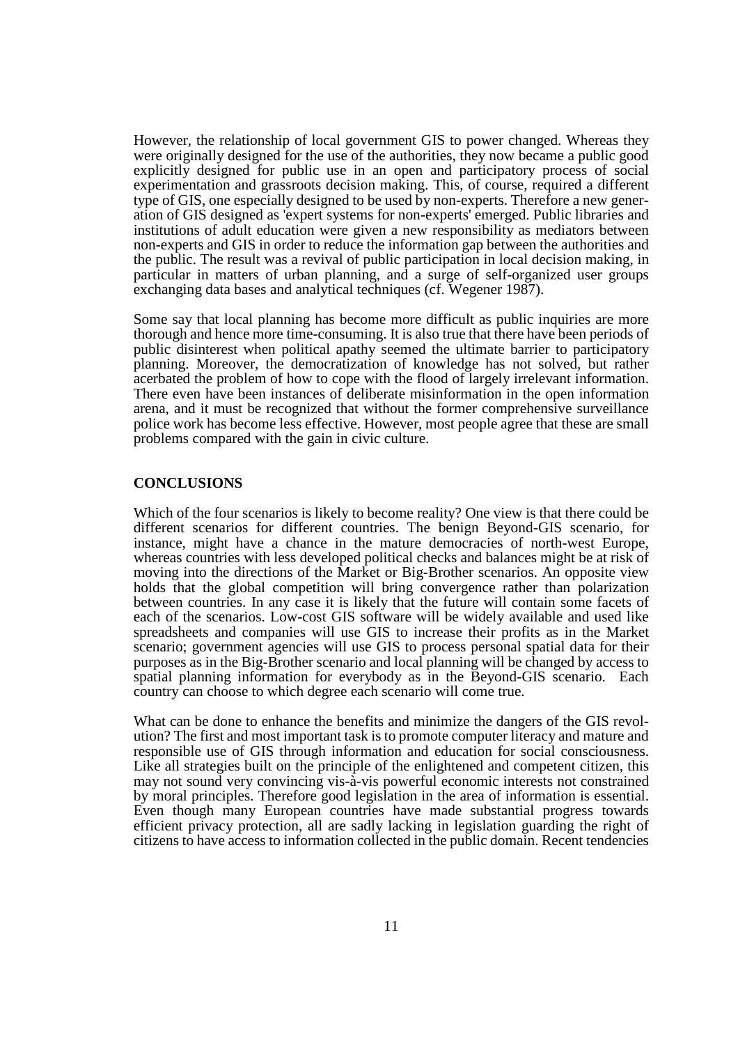However, the relationship of local government GIS to power changed. Whereas they were originally designed for the use of the authorities, they now became a public good explicitly designed for public use in an open and participatory process of social experimentation and grassroots decision making. This, of course, required a different type of GIS, one especially designed to be used by non-experts. Therefore a new generation of GIS designed as 'expert systems for non-experts' emerged. Public libraries and institutions of adult education were given a new responsibility as mediators between non-experts and GIS in order to reduce the information gap between the authorities and the public. The result was a revival of public participation in local decision making, in particular in matters of urban planning, and a surge of self-organized user groups exchanging data bases and analytical techniques (cf. Wegener 1987).

Some say that local planning has become more difficult as public inquiries are more thorough and hence more time-consuming. It is also true that there have been periods of public disinterest when political apathy seemed the ultimate barrier to participatory planning. Moreover, the democratization of knowledge has not solved, but rather acerbated the problem of how to cope with the flood of largely irrelevant information. There even have been instances of deliberate misinformation in the open information arena, and it must be recognized that without the former comprehensive surveillance police work has become less effective. However, most people agree that these are small problems compared with the gain in civic culture.

## CONCLUSIONS

Which of the four scenarios is likely to become reality? One view is that there could be different scenarios for different countries. The benign Beyond-GIS scenario, for instance, might have a chance in the mature democracies of north-west Europe, whereas countries with less developed political checks and balances might be at risk of moving into the directions of the Market or Big-Brother scenarios. An opposite view holds that the global competition will bring convergence rather than polarization between countries. In any case it is likely that the future will contain some facets of each of the scenarios. Low-cost GIS software will be widely available and used like spreadsheets and companies will use GIS to increase their profits as in the Market scenario; government agencies will use GIS to process personal spatial data for their purposes as in the Big-Brother scenario and local planning will be changed by access to spatial planning information for everybody as in the Beyond-GIS scenario. Each country can choose to which degree each scenario will come true.

What can be done to enhance the benefits and minimize the dangers of the GIS revolution? The first and most important task is to promote computer literacy and mature and responsible use of GIS through information and education for social consciousness. Like all strategies built on the principle of the enlightened and competent citizen, this may not sound very convincing vis-à-vis powerful economic interests not constrained by moral principles. Therefore good legislation in the area of information is essential. Even though many European countries have made substantial progress towards efficient privacy protection, all are sadly lacking in legislation guarding the right of citizens to have access to information collected in the public domain. Recent tendencies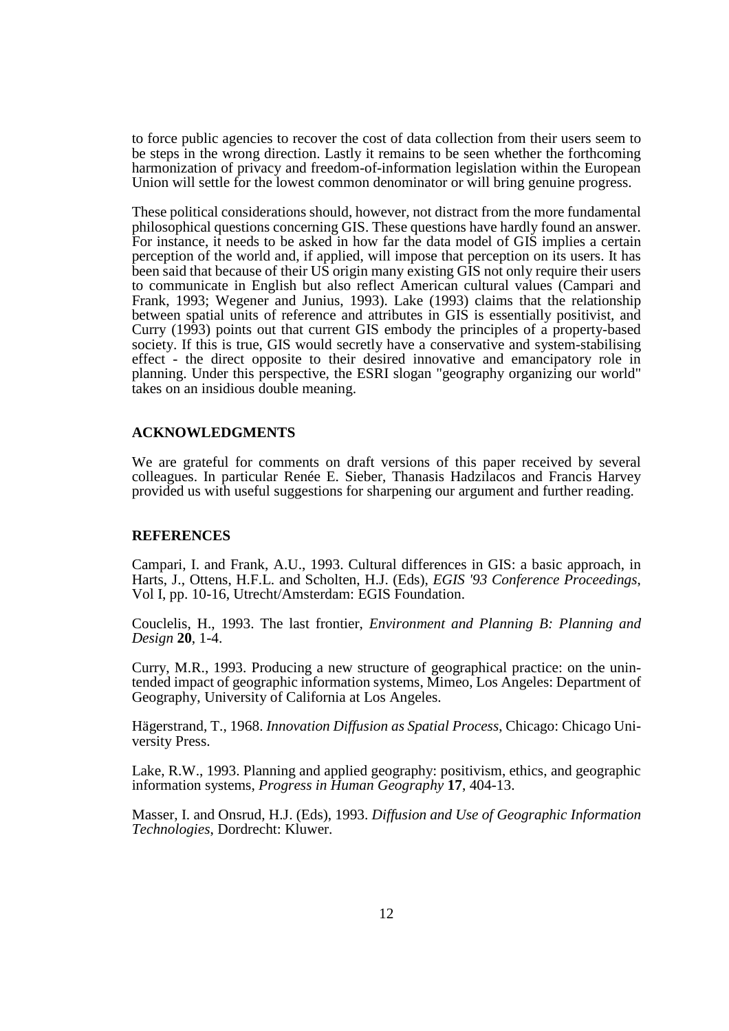to force public agencies to recover the cost of data collection from their users seem to be steps in the wrong direction. Lastly it remains to be seen whether the forthcoming harmonization of privacy and freedom-of-information legislation within the European Union will settle for the lowest common denominator or will bring genuine progress.

These political considerations should, however, not distract from the more fundamental philosophical questions concerning GIS. These questions have hardly found an answer. For instance, it needs to be asked in how far the data model of GIS implies a certain perception of the world and, if applied, will impose that perception on its users. It has been said that because of their US origin many existing GIS not only require their users to communicate in English but also reflect American cultural values (Campari and Frank, 1993; Wegener and Junius, 1993). Lake (1993) claims that the relationship between spatial units of reference and attributes in GIS is essentially positivist, and Curry (1993) points out that current GIS embody the principles of a property-based society. If this is true, GIS would secretly have a conservative and system-stabilising effect - the direct opposite to their desired innovative and emancipatory role in planning. Under this perspective, the ESRI slogan "geography organizing our world" takes on an insidious double meaning.

## ACKNOWLEDGMENTS

We are grateful for comments on draft versions of this paper received by several colleagues. In particular Renée E. Sieber, Thanasis Hadzilacos and Francis Harvey provided us with useful suggestions for sharpening our argument and further reading.

## REFERENCES

Campari, I. and Frank, A.U., 1993. Cultural differences in GIS: a basic approach, in Harts, J., Ottens, H.F.L. and Scholten, H.J. (Eds), *EGIS '93 Conference Proceedings*, Vol I, pp. 10-16, Utrecht/Amsterdam: EGIS Foundation.

Couclelis, H., 1993. The last frontier, *Environment and Planning B: Planning and Design* **20**, 1-4.

Curry, M.R., 1993. Producing a new structure of geographical practice: on the unintended impact of geographic information systems, Mimeo, Los Angeles: Department of Geography, University of California at Los Angeles.

Hägerstrand, T., 1968. *Innovation Diffusion as Spatial Process*, Chicago: Chicago University Press.

Lake, R.W., 1993. Planning and applied geography: positivism, ethics, and geographic information systems, *Progress in Human Geography* **17**, 404-13.

Masser, I. and Onsrud, H.J. (Eds), 1993. *Diffusion and Use of Geographic Information Technologies*, Dordrecht: Kluwer.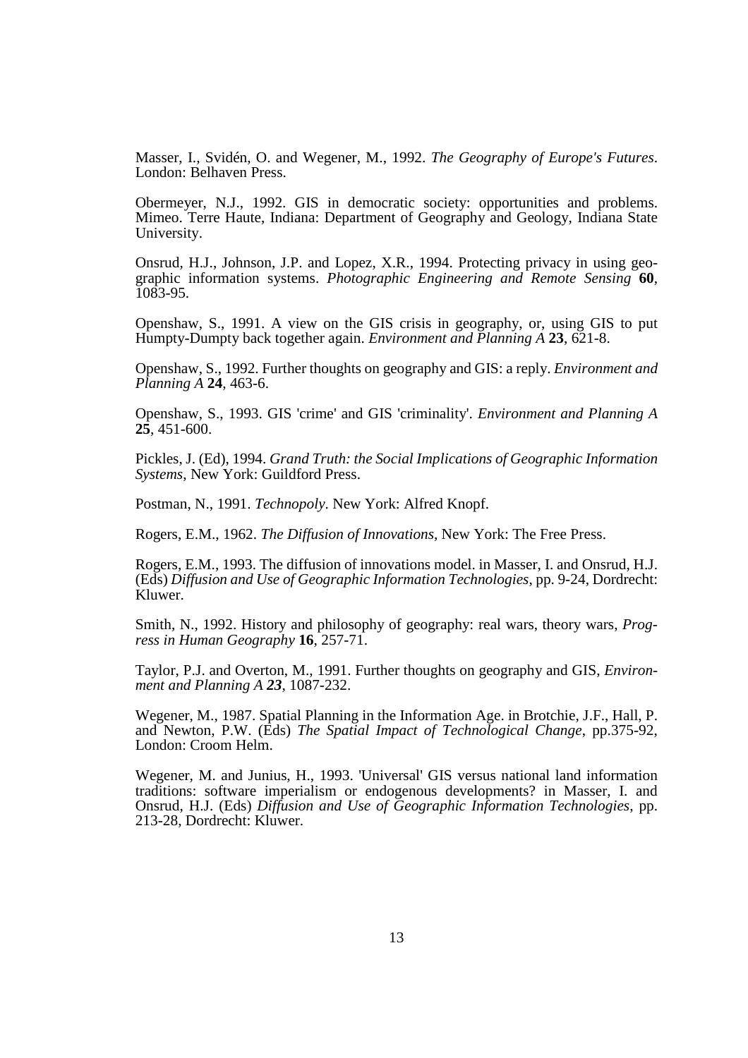Masser, I., Svidén, O. and Wegener, M., 1992. *The Geography of Europe's Futures*. London: Belhaven Press.

Obermeyer, N.J., 1992. GIS in democratic society: opportunities and problems. Mimeo. Terre Haute, Indiana: Department of Geography and Geology, Indiana State University.

Onsrud, H.J., Johnson, J.P. and Lopez, X.R., 1994. Protecting privacy in using geographic information systems. *Photographic Engineering and Remote Sensing* **60**, 1083-95.

Openshaw, S., 1991. A view on the GIS crisis in geography, or, using GIS to put Humpty-Dumpty back together again. *Environment and Planning A* **23**, 621-8.

Openshaw, S., 1992. Further thoughts on geography and GIS: a reply. *Environment and Planning A* **24**, 463-6.

Openshaw, S., 1993. GIS 'crime' and GIS 'criminality'. *Environment and Planning A* **25**, 451-600.

Pickles, J. (Ed), 1994. *Grand Truth: the Social Implications of Geographic Information Systems*, New York: Guildford Press.

Postman, N., 1991. *Technopoly*. New York: Alfred Knopf.

Rogers, E.M., 1962. *The Diffusion of Innovations*, New York: The Free Press.

Rogers, E.M., 1993. The diffusion of innovations model. in Masser, I. and Onsrud, H.J. (Eds) *Diffusion and Use of Geographic Information Technologies*, pp. 9-24, Dordrecht: Kluwer.

Smith, N., 1992. History and philosophy of geography: real wars, theory wars, *Progress in Human Geography* **16**, 257-71.

Taylor, P.J. and Overton, M., 1991. Further thoughts on geography and GIS, *Environment and Planning A* ***23***, 1087-232.

Wegener, M., 1987. Spatial Planning in the Information Age. in Brotchie, J.F., Hall, P. and Newton, P.W. (Eds) *The Spatial Impact of Technological Change*, pp.375-92, London: Croom Helm.

Wegener, M. and Junius, H., 1993. 'Universal' GIS versus national land information traditions: software imperialism or endogenous developments? in Masser, I. and Onsrud, H.J. (Eds) *Diffusion and Use of Geographic Information Technologies*, pp. 213-28, Dordrecht: Kluwer.